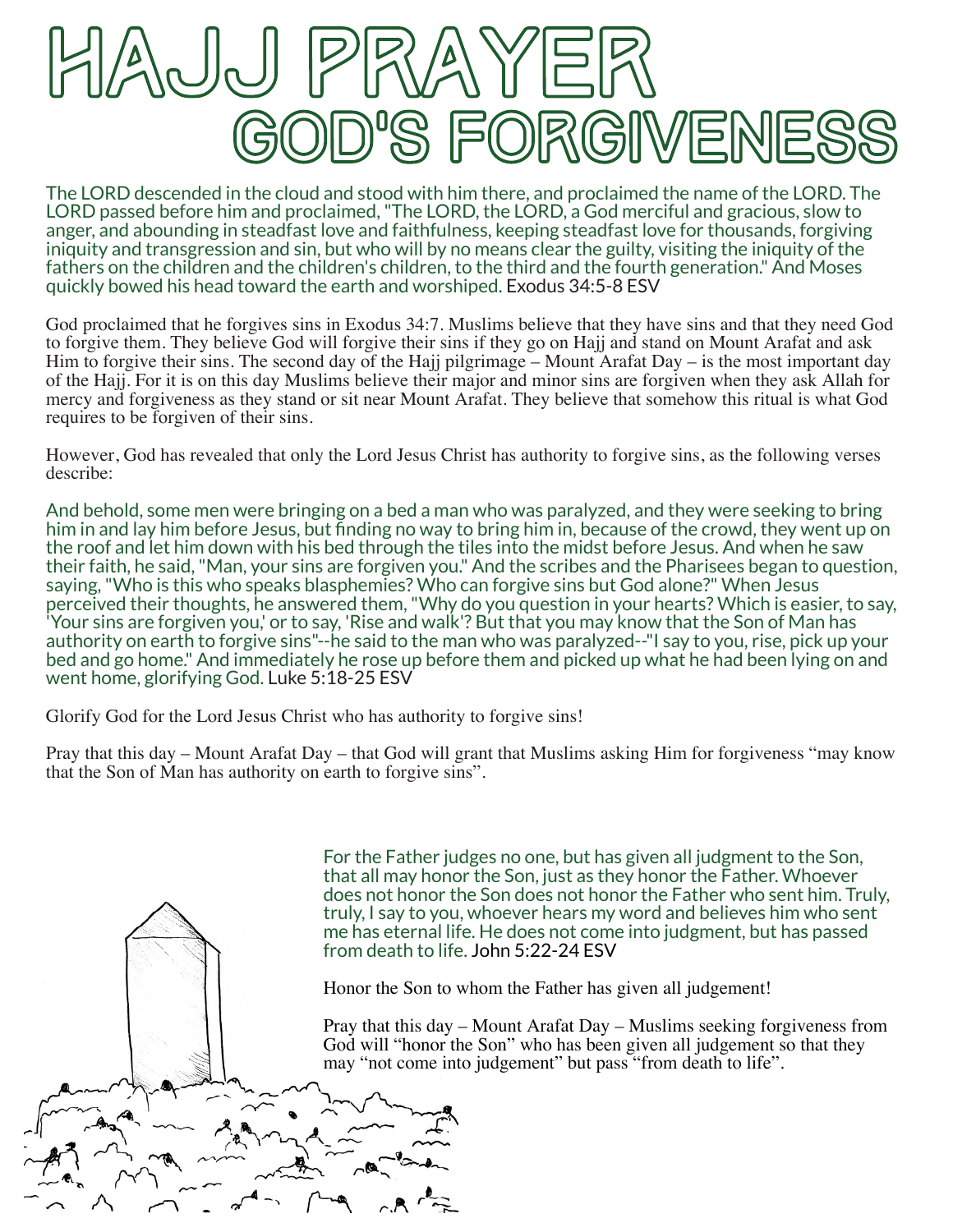# HAJJ PRAYER
## GOD'S FORGIVENESS

The LORD descended in the cloud and stood with him there, and proclaimed the name of the LORD. The LORD passed before him and proclaimed, "The LORD, the LORD, a God merciful and gracious, slow to anger, and abounding in steadfast love and faithfulness, keeping steadfast love for thousands, forgiving iniquity and transgression and sin, but who will by no means clear the guilty, visiting the iniquity of the fathers on the children and the children's children, to the third and the fourth generation." And Moses quickly bowed his head toward the earth and worshiped. Exodus 34:5-8 ESV

God proclaimed that he forgives sins in Exodus 34:7. Muslims believe that they have sins and that they need God to forgive them. They believe God will forgive their sins if they go on Hajj and stand on Mount Arafat and ask Him to forgive their sins. The second day of the Hajj pilgrimage – Mount Arafat Day – is the most important day of the Hajj. For it is on this day Muslims believe their major and minor sins are forgiven when they ask Allah for mercy and forgiveness as they stand or sit near Mount Arafat. They believe that somehow this ritual is what God requires to be forgiven of their sins.

However, God has revealed that only the Lord Jesus Christ has authority to forgive sins, as the following verses describe:

And behold, some men were bringing on a bed a man who was paralyzed, and they were seeking to bring him in and lay him before Jesus, but finding no way to bring him in, because of the crowd, they went up on the roof and let him down with his bed through the tiles into the midst before Jesus. And when he saw their faith, he said, "Man, your sins are forgiven you." And the scribes and the Pharisees began to question, saying, "Who is this who speaks blasphemies? Who can forgive sins but God alone?" When Jesus perceived their thoughts, he answered them, "Why do you question in your hearts? Which is easier, to say, 'Your sins are forgiven you,' or to say, 'Rise and walk'? But that you may know that the Son of Man has authority on earth to forgive sins"--he said to the man who was paralyzed--"I say to you, rise, pick up your bed and go home." And immediately he rose up before them and picked up what he had been lying on and went home, glorifying God. Luke 5:18-25 ESV

Glorify God for the Lord Jesus Christ who has authority to forgive sins!

Pray that this day – Mount Arafat Day – that God will grant that Muslims asking Him for forgiveness "may know that the Son of Man has authority on earth to forgive sins".

For the Father judges no one, but has given all judgment to the Son, that all may honor the Son, just as they honor the Father. Whoever does not honor the Son does not honor the Father who sent him. Truly, truly, I say to you, whoever hears my word and believes him who sent me has eternal life. He does not come into judgment, but has passed from death to life. John 5:22-24 ESV

Honor the Son to whom the Father has given all judgement!

Pray that this day – Mount Arafat Day – Muslims seeking forgiveness from God will "honor the Son" who has been given all judgement so that they may "not come into judgement" but pass "from death to life".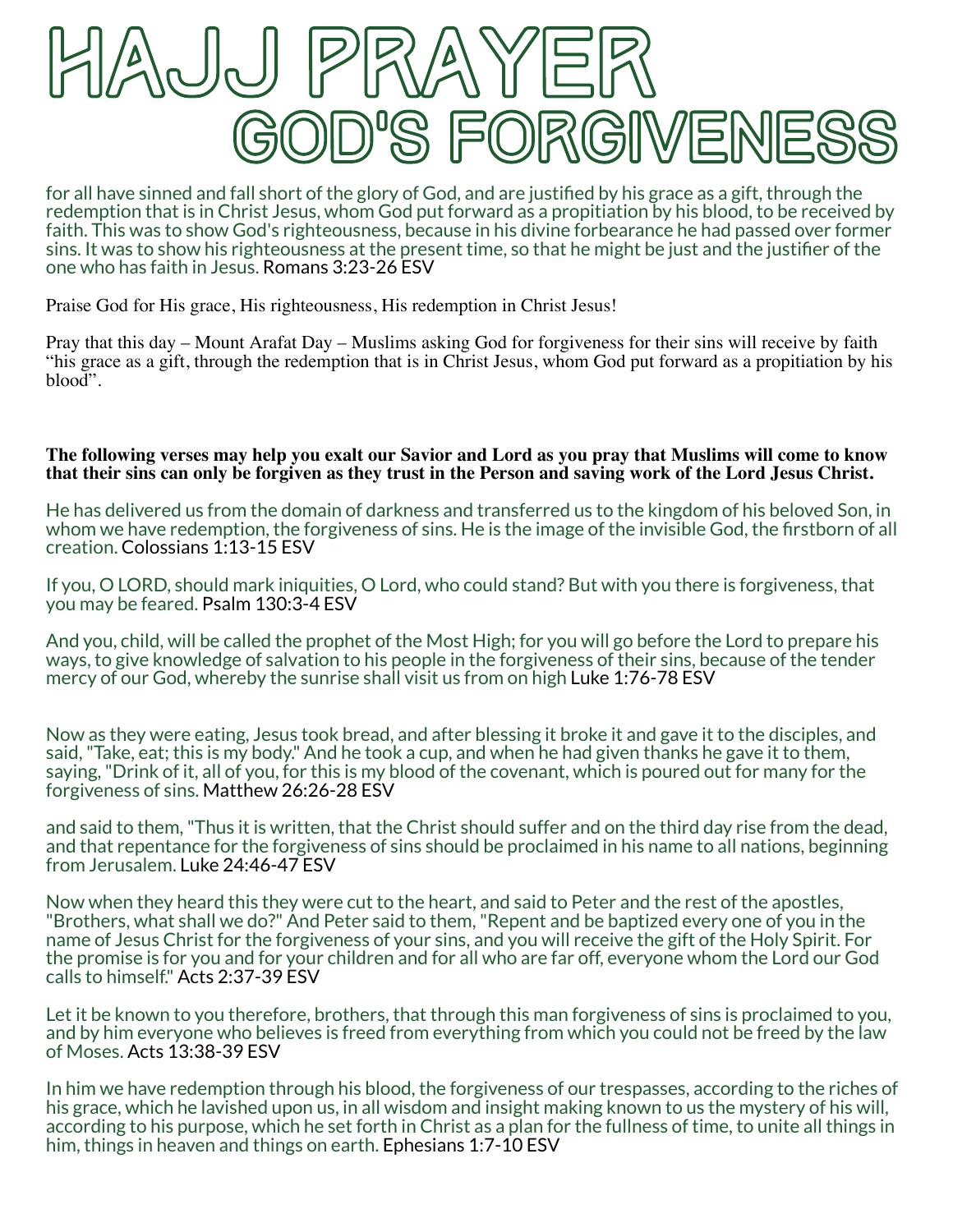# HAJJ PRAYER
## GOD'S FORGIVENESS

for all have sinned and fall short of the glory of God, and are justified by his grace as a gift, through the redemption that is in Christ Jesus, whom God put forward as a propitiation by his blood, to be received by faith. This was to show God's righteousness, because in his divine forbearance he had passed over former sins. It was to show his righteousness at the present time, so that he might be just and the justifier of the one who has faith in Jesus. Romans 3:23-26 ESV

Praise God for His grace, His righteousness, His redemption in Christ Jesus!

Pray that this day – Mount Arafat Day – Muslims asking God for forgiveness for their sins will receive by faith "his grace as a gift, through the redemption that is in Christ Jesus, whom God put forward as a propitiation by his blood".

**The following verses may help you exalt our Savior and Lord as you pray that Muslims will come to know that their sins can only be forgiven as they trust in the Person and saving work of the Lord Jesus Christ.**

He has delivered us from the domain of darkness and transferred us to the kingdom of his beloved Son, in whom we have redemption, the forgiveness of sins. He is the image of the invisible God, the firstborn of all creation. Colossians 1:13-15 ESV

If you, O LORD, should mark iniquities, O Lord, who could stand? But with you there is forgiveness, that you may be feared. Psalm 130:3-4 ESV

And you, child, will be called the prophet of the Most High; for you will go before the Lord to prepare his ways, to give knowledge of salvation to his people in the forgiveness of their sins, because of the tender mercy of our God, whereby the sunrise shall visit us from on high Luke 1:76-78 ESV

Now as they were eating, Jesus took bread, and after blessing it broke it and gave it to the disciples, and said, "Take, eat; this is my body." And he took a cup, and when he had given thanks he gave it to them, saying, "Drink of it, all of you, for this is my blood of the covenant, which is poured out for many for the forgiveness of sins. Matthew 26:26-28 ESV

and said to them, "Thus it is written, that the Christ should suffer and on the third day rise from the dead, and that repentance for the forgiveness of sins should be proclaimed in his name to all nations, beginning from Jerusalem. Luke 24:46-47 ESV

Now when they heard this they were cut to the heart, and said to Peter and the rest of the apostles, "Brothers, what shall we do?" And Peter said to them, "Repent and be baptized every one of you in the name of Jesus Christ for the forgiveness of your sins, and you will receive the gift of the Holy Spirit. For the promise is for you and for your children and for all who are far off, everyone whom the Lord our God calls to himself." Acts 2:37-39 ESV

Let it be known to you therefore, brothers, that through this man forgiveness of sins is proclaimed to you, and by him everyone who believes is freed from everything from which you could not be freed by the law of Moses. Acts 13:38-39 ESV

In him we have redemption through his blood, the forgiveness of our trespasses, according to the riches of his grace, which he lavished upon us, in all wisdom and insight making known to us the mystery of his will, according to his purpose, which he set forth in Christ as a plan for the fullness of time, to unite all things in him, things in heaven and things on earth. Ephesians 1:7-10 ESV